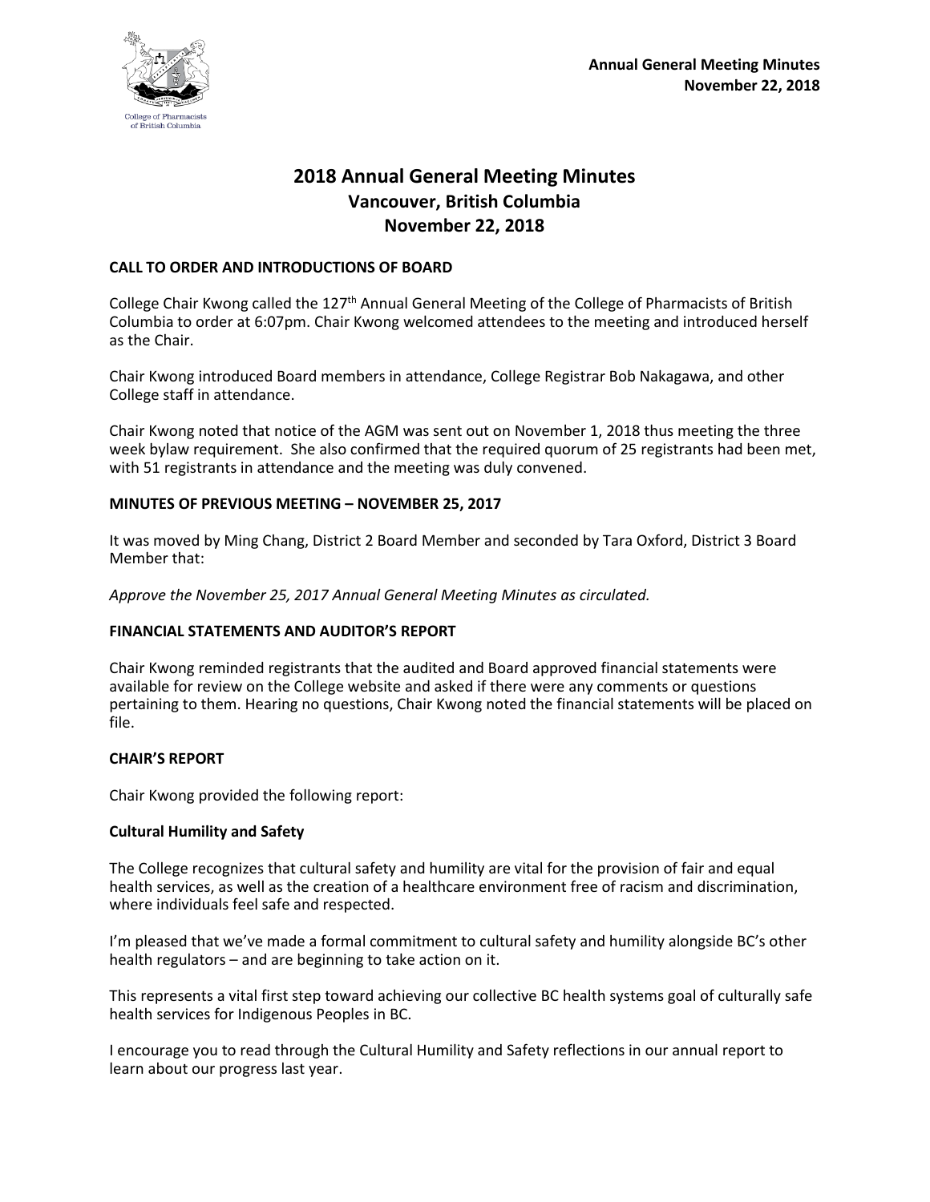# 2018 Annual General Meeting Minutes
## Vancouver, British Columbia
## November 22, 2018

### CALL TO ORDER AND INTRODUCTIONS OF BOARD

College Chair Kwong called the 127th Annual General Meeting of the College of Pharmacists of British Columbia to order at 6:07pm. Chair Kwong welcomed attendees to the meeting and introduced herself as the Chair.

Chair Kwong introduced Board members in attendance, College Registrar Bob Nakagawa, and other College staff in attendance.

Chair Kwong noted that notice of the AGM was sent out on November 1, 2018 thus meeting the three week bylaw requirement. She also confirmed that the required quorum of 25 registrants had been met, with 51 registrants in attendance and the meeting was duly convened.

### MINUTES OF PREVIOUS MEETING – NOVEMBER 25, 2017

It was moved by Ming Chang, District 2 Board Member and seconded by Tara Oxford, District 3 Board Member that:

*Approve the November 25, 2017 Annual General Meeting Minutes as circulated.*

### FINANCIAL STATEMENTS AND AUDITOR'S REPORT

Chair Kwong reminded registrants that the audited and Board approved financial statements were available for review on the College website and asked if there were any comments or questions pertaining to them. Hearing no questions, Chair Kwong noted the financial statements will be placed on file.

### CHAIR'S REPORT

Chair Kwong provided the following report:

#### Cultural Humility and Safety

The College recognizes that cultural safety and humility are vital for the provision of fair and equal health services, as well as the creation of a healthcare environment free of racism and discrimination, where individuals feel safe and respected.

I'm pleased that we've made a formal commitment to cultural safety and humility alongside BC's other health regulators – and are beginning to take action on it.

This represents a vital first step toward achieving our collective BC health systems goal of culturally safe health services for Indigenous Peoples in BC.

I encourage you to read through the Cultural Humility and Safety reflections in our annual report to learn about our progress last year.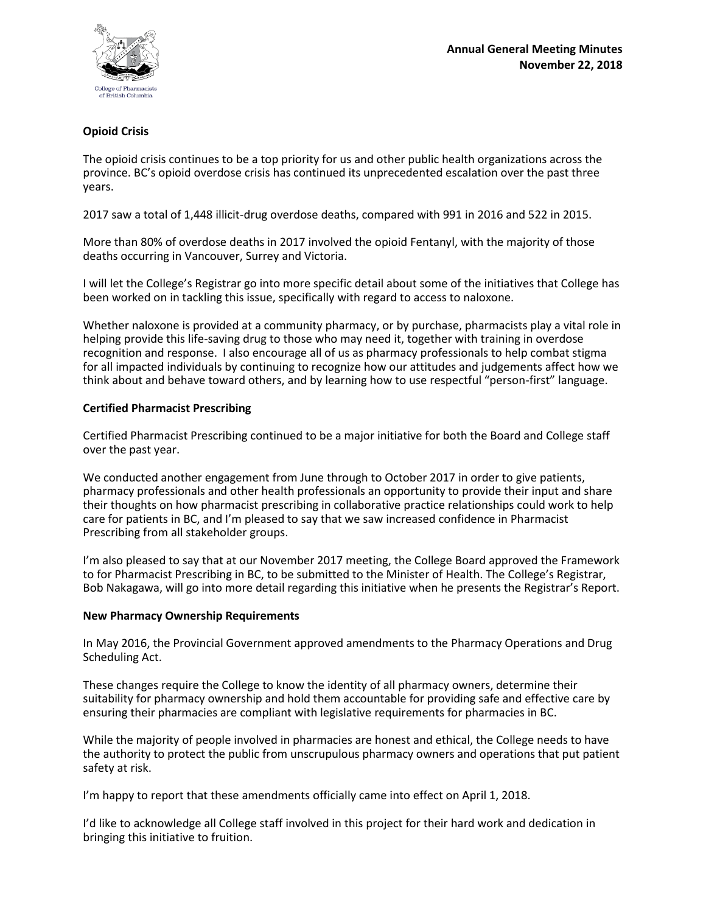### Opioid Crisis

The opioid crisis continues to be a top priority for us and other public health organizations across the province. BC's opioid overdose crisis has continued its unprecedented escalation over the past three years.

2017 saw a total of 1,448 illicit-drug overdose deaths, compared with 991 in 2016 and 522 in 2015.

More than 80% of overdose deaths in 2017 involved the opioid Fentanyl, with the majority of those deaths occurring in Vancouver, Surrey and Victoria.

I will let the College's Registrar go into more specific detail about some of the initiatives that College has been worked on in tackling this issue, specifically with regard to access to naloxone.

Whether naloxone is provided at a community pharmacy, or by purchase, pharmacists play a vital role in helping provide this life-saving drug to those who may need it, together with training in overdose recognition and response. I also encourage all of us as pharmacy professionals to help combat stigma for all impacted individuals by continuing to recognize how our attitudes and judgements affect how we think about and behave toward others, and by learning how to use respectful "person-first" language.

### Certified Pharmacist Prescribing

Certified Pharmacist Prescribing continued to be a major initiative for both the Board and College staff over the past year.

We conducted another engagement from June through to October 2017 in order to give patients, pharmacy professionals and other health professionals an opportunity to provide their input and share their thoughts on how pharmacist prescribing in collaborative practice relationships could work to help care for patients in BC, and I'm pleased to say that we saw increased confidence in Pharmacist Prescribing from all stakeholder groups.

I'm also pleased to say that at our November 2017 meeting, the College Board approved the Framework to for Pharmacist Prescribing in BC, to be submitted to the Minister of Health. The College's Registrar, Bob Nakagawa, will go into more detail regarding this initiative when he presents the Registrar's Report.

### New Pharmacy Ownership Requirements

In May 2016, the Provincial Government approved amendments to the Pharmacy Operations and Drug Scheduling Act.

These changes require the College to know the identity of all pharmacy owners, determine their suitability for pharmacy ownership and hold them accountable for providing safe and effective care by ensuring their pharmacies are compliant with legislative requirements for pharmacies in BC.

While the majority of people involved in pharmacies are honest and ethical, the College needs to have the authority to protect the public from unscrupulous pharmacy owners and operations that put patient safety at risk.

I'm happy to report that these amendments officially came into effect on April 1, 2018.

I'd like to acknowledge all College staff involved in this project for their hard work and dedication in bringing this initiative to fruition.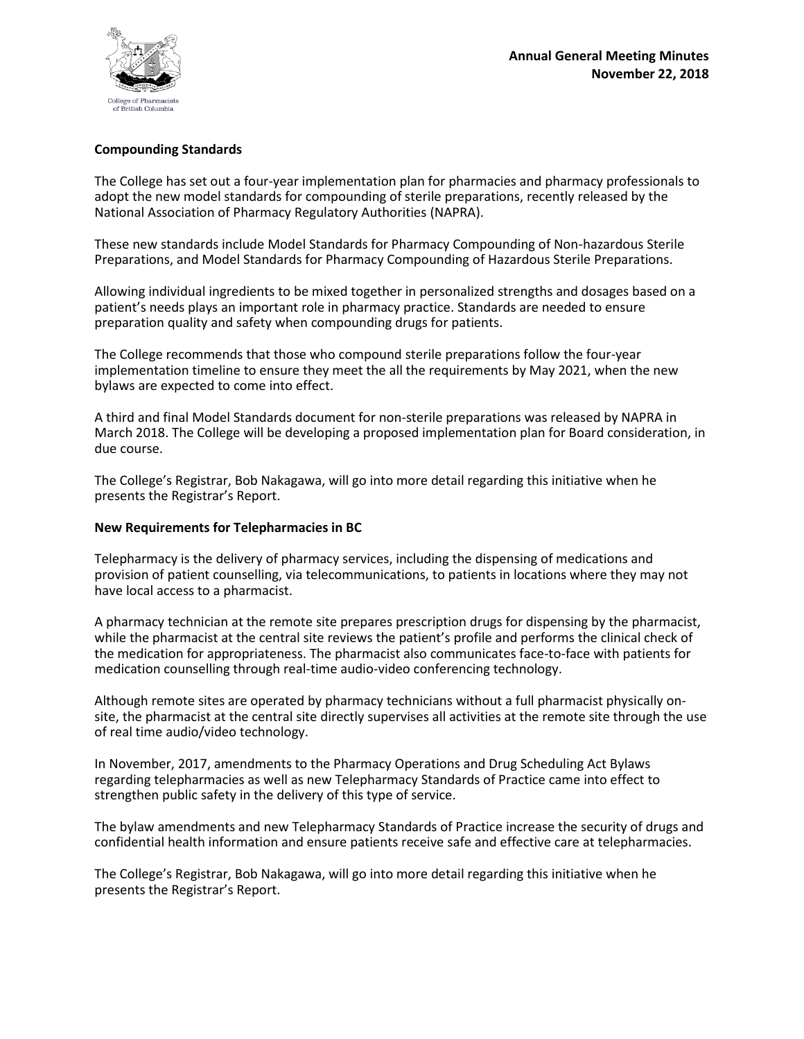## Compounding Standards

The College has set out a four-year implementation plan for pharmacies and pharmacy professionals to adopt the new model standards for compounding of sterile preparations, recently released by the National Association of Pharmacy Regulatory Authorities (NAPRA).

These new standards include Model Standards for Pharmacy Compounding of Non-hazardous Sterile Preparations, and Model Standards for Pharmacy Compounding of Hazardous Sterile Preparations.

Allowing individual ingredients to be mixed together in personalized strengths and dosages based on a patient's needs plays an important role in pharmacy practice. Standards are needed to ensure preparation quality and safety when compounding drugs for patients.

The College recommends that those who compound sterile preparations follow the four-year implementation timeline to ensure they meet the all the requirements by May 2021, when the new bylaws are expected to come into effect.

A third and final Model Standards document for non-sterile preparations was released by NAPRA in March 2018. The College will be developing a proposed implementation plan for Board consideration, in due course.

The College's Registrar, Bob Nakagawa, will go into more detail regarding this initiative when he presents the Registrar's Report.

## New Requirements for Telepharmacies in BC

Telepharmacy is the delivery of pharmacy services, including the dispensing of medications and provision of patient counselling, via telecommunications, to patients in locations where they may not have local access to a pharmacist.

A pharmacy technician at the remote site prepares prescription drugs for dispensing by the pharmacist, while the pharmacist at the central site reviews the patient's profile and performs the clinical check of the medication for appropriateness. The pharmacist also communicates face-to-face with patients for medication counselling through real-time audio-video conferencing technology.

Although remote sites are operated by pharmacy technicians without a full pharmacist physically on-site, the pharmacist at the central site directly supervises all activities at the remote site through the use of real time audio/video technology.

In November, 2017, amendments to the Pharmacy Operations and Drug Scheduling Act Bylaws regarding telepharmacies as well as new Telepharmacy Standards of Practice came into effect to strengthen public safety in the delivery of this type of service.

The bylaw amendments and new Telepharmacy Standards of Practice increase the security of drugs and confidential health information and ensure patients receive safe and effective care at telepharmacies.

The College's Registrar, Bob Nakagawa, will go into more detail regarding this initiative when he presents the Registrar's Report.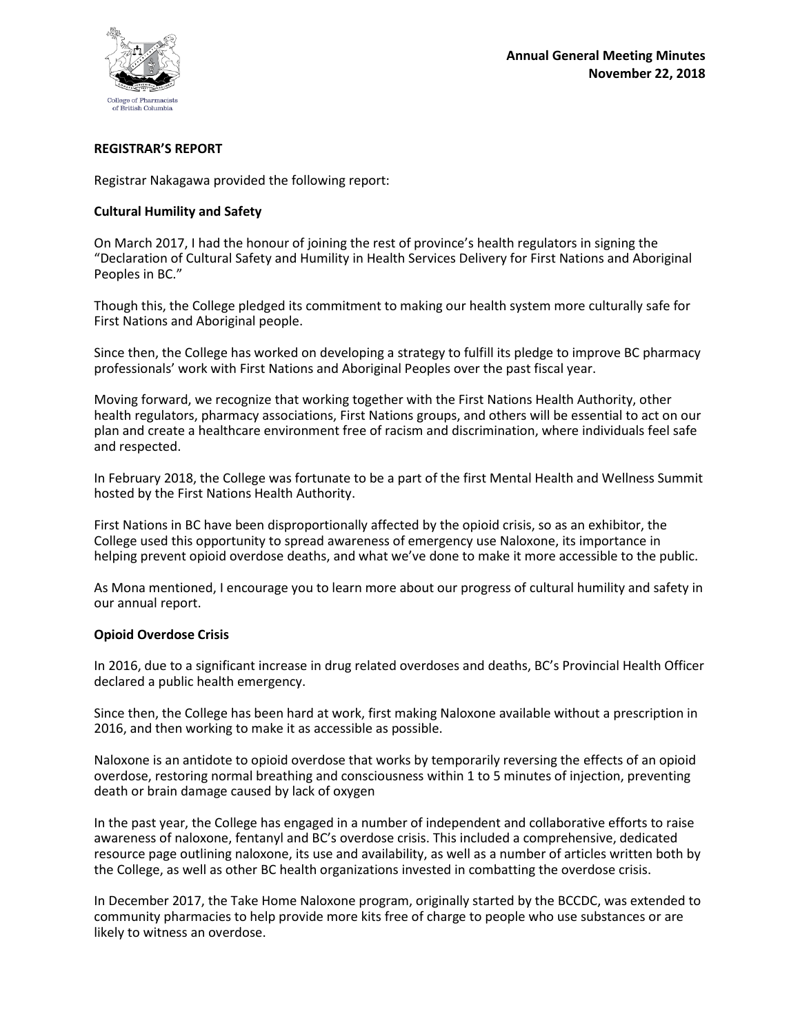## REGISTRAR'S REPORT

Registrar Nakagawa provided the following report:

### Cultural Humility and Safety

On March 2017, I had the honour of joining the rest of province's health regulators in signing the "Declaration of Cultural Safety and Humility in Health Services Delivery for First Nations and Aboriginal Peoples in BC."

Though this, the College pledged its commitment to making our health system more culturally safe for First Nations and Aboriginal people.

Since then, the College has worked on developing a strategy to fulfill its pledge to improve BC pharmacy professionals' work with First Nations and Aboriginal Peoples over the past fiscal year.

Moving forward, we recognize that working together with the First Nations Health Authority, other health regulators, pharmacy associations, First Nations groups, and others will be essential to act on our plan and create a healthcare environment free of racism and discrimination, where individuals feel safe and respected.

In February 2018, the College was fortunate to be a part of the first Mental Health and Wellness Summit hosted by the First Nations Health Authority.

First Nations in BC have been disproportionally affected by the opioid crisis, so as an exhibitor, the College used this opportunity to spread awareness of emergency use Naloxone, its importance in helping prevent opioid overdose deaths, and what we've done to make it more accessible to the public.

As Mona mentioned, I encourage you to learn more about our progress of cultural humility and safety in our annual report.

### Opioid Overdose Crisis

In 2016, due to a significant increase in drug related overdoses and deaths, BC's Provincial Health Officer declared a public health emergency.

Since then, the College has been hard at work, first making Naloxone available without a prescription in 2016, and then working to make it as accessible as possible.

Naloxone is an antidote to opioid overdose that works by temporarily reversing the effects of an opioid overdose, restoring normal breathing and consciousness within 1 to 5 minutes of injection, preventing death or brain damage caused by lack of oxygen

In the past year, the College has engaged in a number of independent and collaborative efforts to raise awareness of naloxone, fentanyl and BC's overdose crisis. This included a comprehensive, dedicated resource page outlining naloxone, its use and availability, as well as a number of articles written both by the College, as well as other BC health organizations invested in combatting the overdose crisis.

In December 2017, the Take Home Naloxone program, originally started by the BCCDC, was extended to community pharmacies to help provide more kits free of charge to people who use substances or are likely to witness an overdose.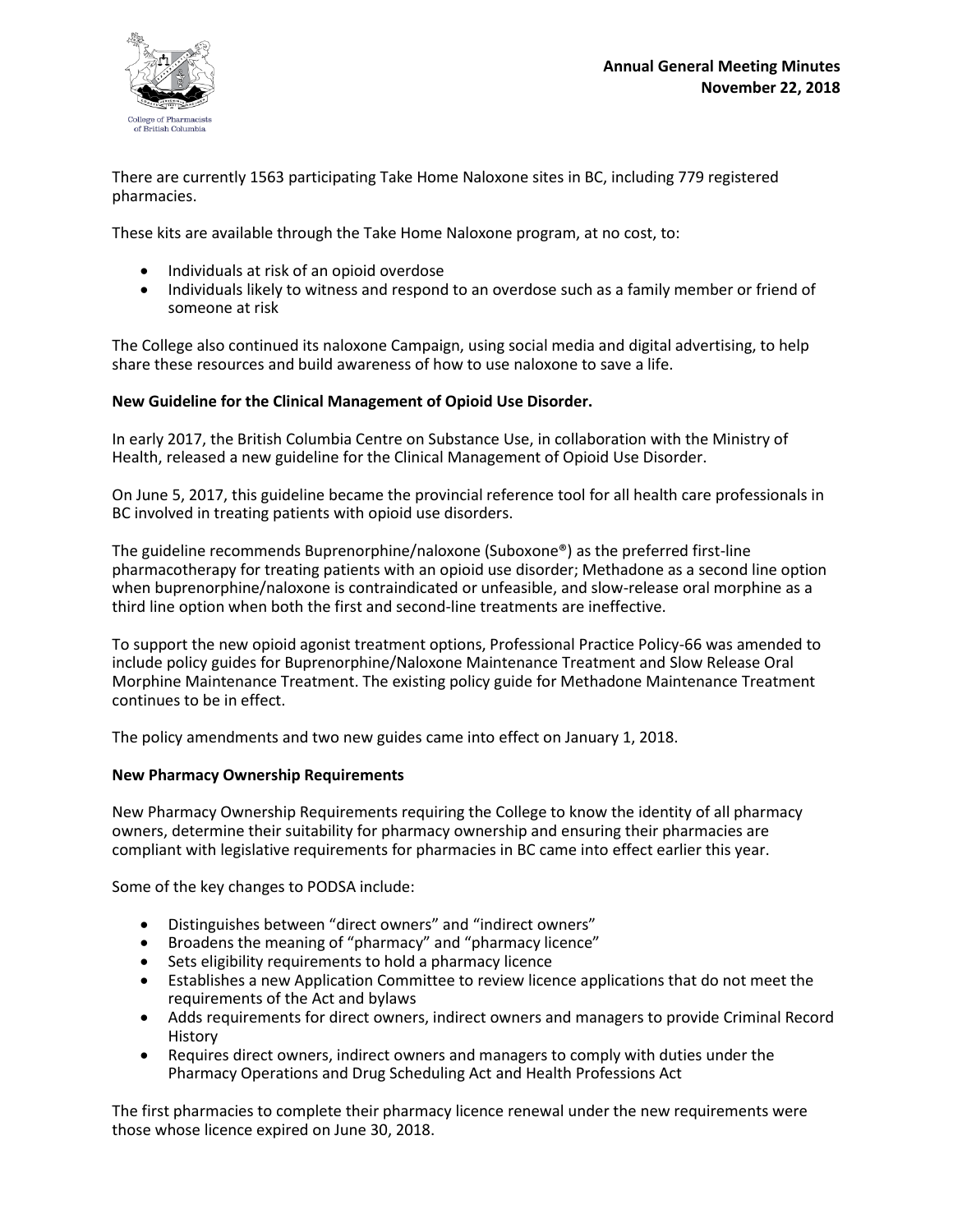There are currently 1563 participating Take Home Naloxone sites in BC, including 779 registered pharmacies.

These kits are available through the Take Home Naloxone program, at no cost, to:

- Individuals at risk of an opioid overdose
- Individuals likely to witness and respond to an overdose such as a family member or friend of someone at risk

The College also continued its naloxone Campaign, using social media and digital advertising, to help share these resources and build awareness of how to use naloxone to save a life.

**New Guideline for the Clinical Management of Opioid Use Disorder.**

In early 2017, the British Columbia Centre on Substance Use, in collaboration with the Ministry of Health, released a new guideline for the Clinical Management of Opioid Use Disorder.

On June 5, 2017, this guideline became the provincial reference tool for all health care professionals in BC involved in treating patients with opioid use disorders.

The guideline recommends Buprenorphine/naloxone (Suboxone®) as the preferred first-line pharmacotherapy for treating patients with an opioid use disorder; Methadone as a second line option when buprenorphine/naloxone is contraindicated or unfeasible, and slow-release oral morphine as a third line option when both the first and second-line treatments are ineffective.

To support the new opioid agonist treatment options, Professional Practice Policy-66 was amended to include policy guides for Buprenorphine/Naloxone Maintenance Treatment and Slow Release Oral Morphine Maintenance Treatment. The existing policy guide for Methadone Maintenance Treatment continues to be in effect.

The policy amendments and two new guides came into effect on January 1, 2018.

**New Pharmacy Ownership Requirements**

New Pharmacy Ownership Requirements requiring the College to know the identity of all pharmacy owners, determine their suitability for pharmacy ownership and ensuring their pharmacies are compliant with legislative requirements for pharmacies in BC came into effect earlier this year.

Some of the key changes to PODSA include:

- Distinguishes between "direct owners" and "indirect owners"
- Broadens the meaning of "pharmacy" and "pharmacy licence"
- Sets eligibility requirements to hold a pharmacy licence
- Establishes a new Application Committee to review licence applications that do not meet the requirements of the Act and bylaws
- Adds requirements for direct owners, indirect owners and managers to provide Criminal Record History
- Requires direct owners, indirect owners and managers to comply with duties under the Pharmacy Operations and Drug Scheduling Act and Health Professions Act

The first pharmacies to complete their pharmacy licence renewal under the new requirements were those whose licence expired on June 30, 2018.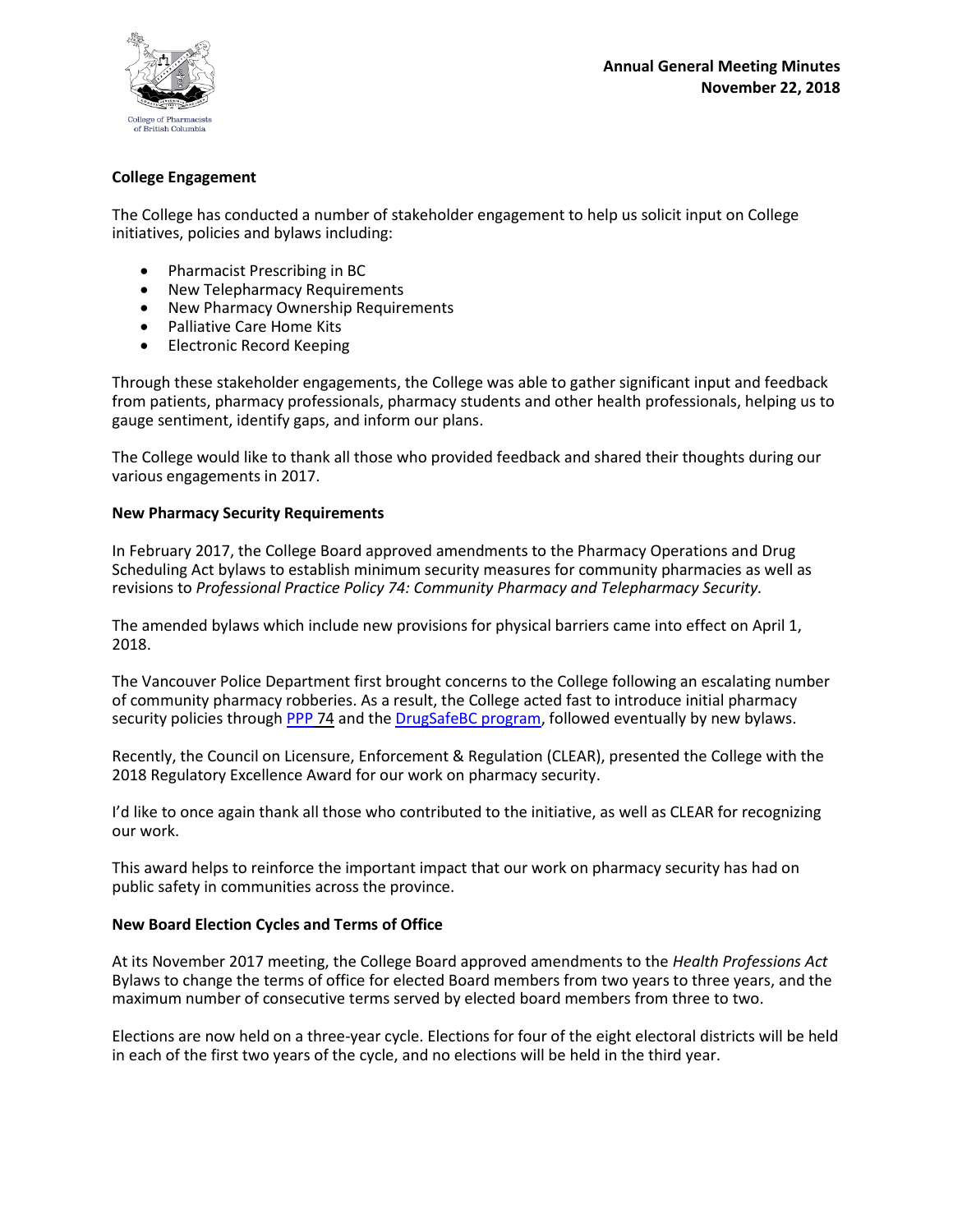**College Engagement**

The College has conducted a number of stakeholder engagement to help us solicit input on College initiatives, policies and bylaws including:

- Pharmacist Prescribing in BC
- New Telepharmacy Requirements
- New Pharmacy Ownership Requirements
- Palliative Care Home Kits
- Electronic Record Keeping

Through these stakeholder engagements, the College was able to gather significant input and feedback from patients, pharmacy professionals, pharmacy students and other health professionals, helping us to gauge sentiment, identify gaps, and inform our plans.

The College would like to thank all those who provided feedback and shared their thoughts during our various engagements in 2017.

**New Pharmacy Security Requirements**

In February 2017, the College Board approved amendments to the Pharmacy Operations and Drug Scheduling Act bylaws to establish minimum security measures for community pharmacies as well as revisions to *Professional Practice Policy 74: Community Pharmacy and Telepharmacy Security.*

The amended bylaws which include new provisions for physical barriers came into effect on April 1, 2018.

The Vancouver Police Department first brought concerns to the College following an escalating number of community pharmacy robberies. As a result, the College acted fast to introduce initial pharmacy security policies through PPP 74 and the DrugSafeBC program, followed eventually by new bylaws.

Recently, the Council on Licensure, Enforcement & Regulation (CLEAR), presented the College with the 2018 Regulatory Excellence Award for our work on pharmacy security.

I'd like to once again thank all those who contributed to the initiative, as well as CLEAR for recognizing our work.

This award helps to reinforce the important impact that our work on pharmacy security has had on public safety in communities across the province.

**New Board Election Cycles and Terms of Office**

At its November 2017 meeting, the College Board approved amendments to the *Health Professions Act* Bylaws to change the terms of office for elected Board members from two years to three years, and the maximum number of consecutive terms served by elected board members from three to two.

Elections are now held on a three-year cycle. Elections for four of the eight electoral districts will be held in each of the first two years of the cycle, and no elections will be held in the third year.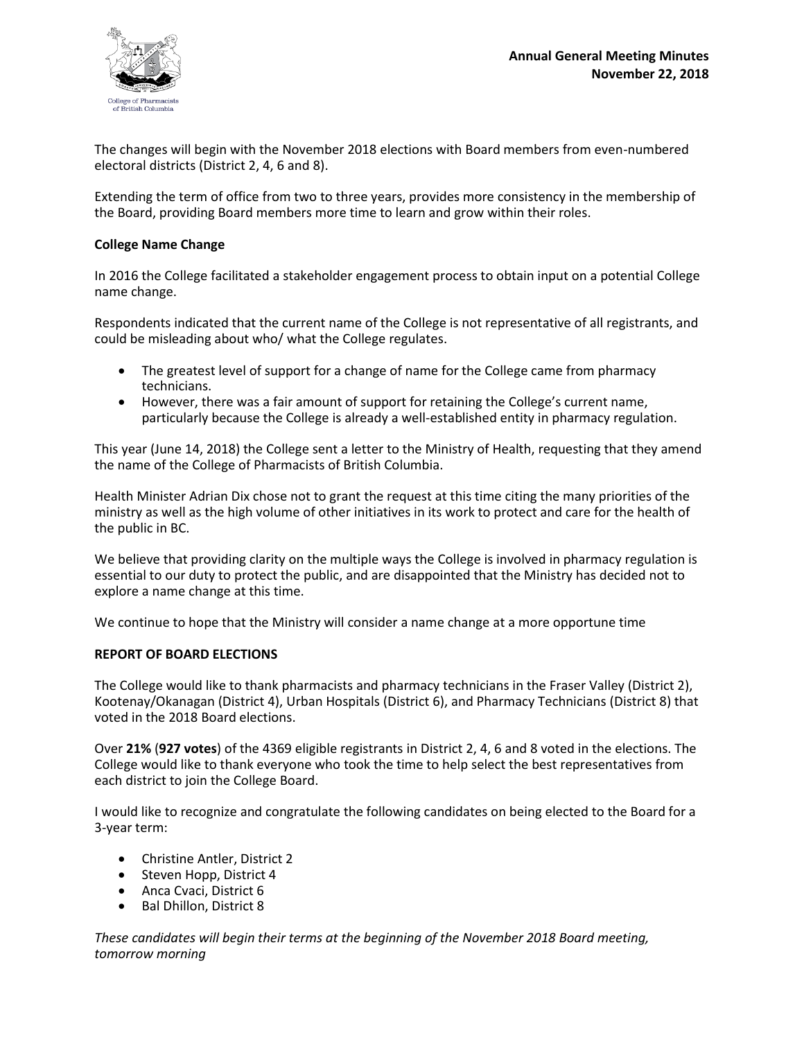The changes will begin with the November 2018 elections with Board members from even-numbered electoral districts (District 2, 4, 6 and 8).

Extending the term of office from two to three years, provides more consistency in the membership of the Board, providing Board members more time to learn and grow within their roles.

**College Name Change**

In 2016 the College facilitated a stakeholder engagement process to obtain input on a potential College name change.

Respondents indicated that the current name of the College is not representative of all registrants, and could be misleading about who/ what the College regulates.

- The greatest level of support for a change of name for the College came from pharmacy technicians.
- However, there was a fair amount of support for retaining the College's current name, particularly because the College is already a well-established entity in pharmacy regulation.

This year (June 14, 2018) the College sent a letter to the Ministry of Health, requesting that they amend the name of the College of Pharmacists of British Columbia.

Health Minister Adrian Dix chose not to grant the request at this time citing the many priorities of the ministry as well as the high volume of other initiatives in its work to protect and care for the health of the public in BC.

We believe that providing clarity on the multiple ways the College is involved in pharmacy regulation is essential to our duty to protect the public, and are disappointed that the Ministry has decided not to explore a name change at this time.

We continue to hope that the Ministry will consider a name change at a more opportune time

**REPORT OF BOARD ELECTIONS**

The College would like to thank pharmacists and pharmacy technicians in the Fraser Valley (District 2), Kootenay/Okanagan (District 4), Urban Hospitals (District 6), and Pharmacy Technicians (District 8) that voted in the 2018 Board elections.

Over **21%** (**927 votes**) of the 4369 eligible registrants in District 2, 4, 6 and 8 voted in the elections. The College would like to thank everyone who took the time to help select the best representatives from each district to join the College Board.

I would like to recognize and congratulate the following candidates on being elected to the Board for a 3-year term:

- Christine Antler, District 2
- Steven Hopp, District 4
- Anca Cvaci, District 6
- Bal Dhillon, District 8

*These candidates will begin their terms at the beginning of the November 2018 Board meeting, tomorrow morning*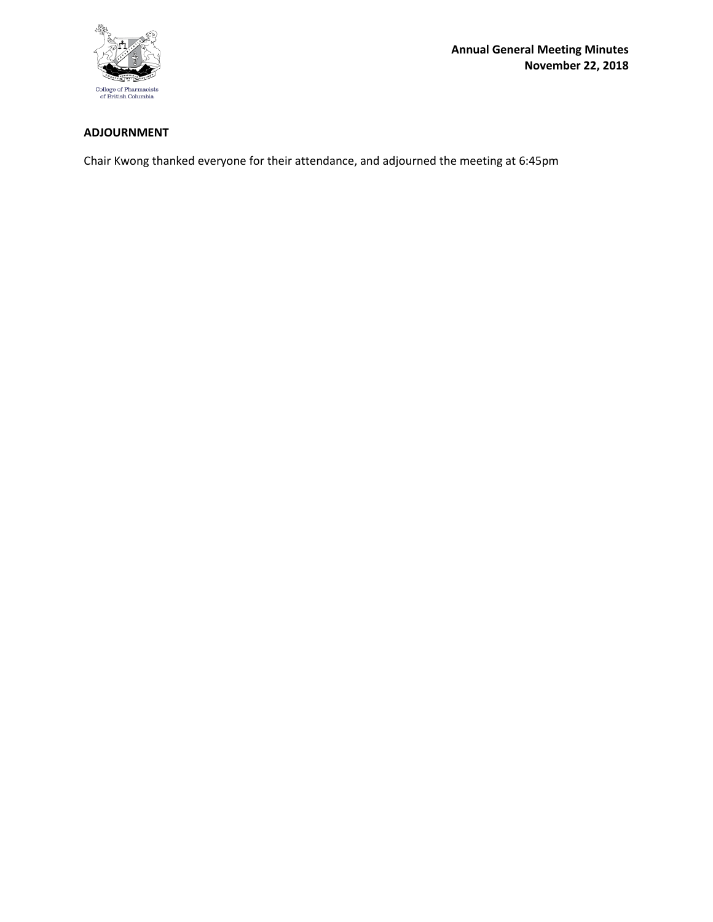## ADJOURNMENT

Chair Kwong thanked everyone for their attendance, and adjourned the meeting at 6:45pm